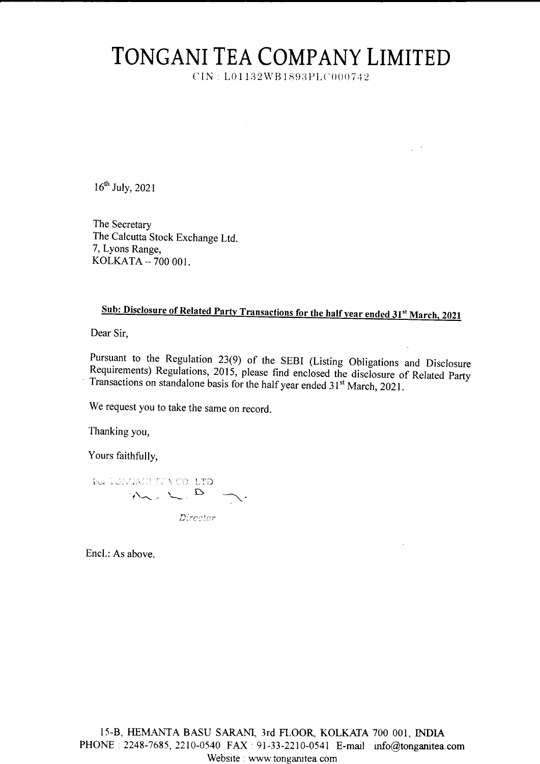# TONGANI TEA COMPANY LIMITED

CIN : L01132WB1893PLC000742

16th July, 2021

The Secretary
The Calcutta Stock Exchange Ltd.
7, Lyons Range,
KOLKATA – 700 001.

**Sub: Disclosure of Related Party Transactions for the half year ended 31st March, 2021**

Dear Sir,

Pursuant to the Regulation 23(9) of the SEBI (Listing Obligations and Disclosure Requirements) Regulations, 2015, please find enclosed the disclosure of Related Party Transactions on standalone basis for the half year ended 31st March, 2021.

We request you to take the same on record.

Thanking you,

Yours faithfully,

For TONGANI TEA CO. LTD

*Director*

Encl.: As above.

15-B, HEMANTA BASU SARANI, 3rd FLOOR, KOLKATA 700 001, INDIA
PHONE : 2248-7685, 2210-0540 FAX : 91-33-2210-0541 E-mail : info@tonganitea.com
Website : www.tonganitea.com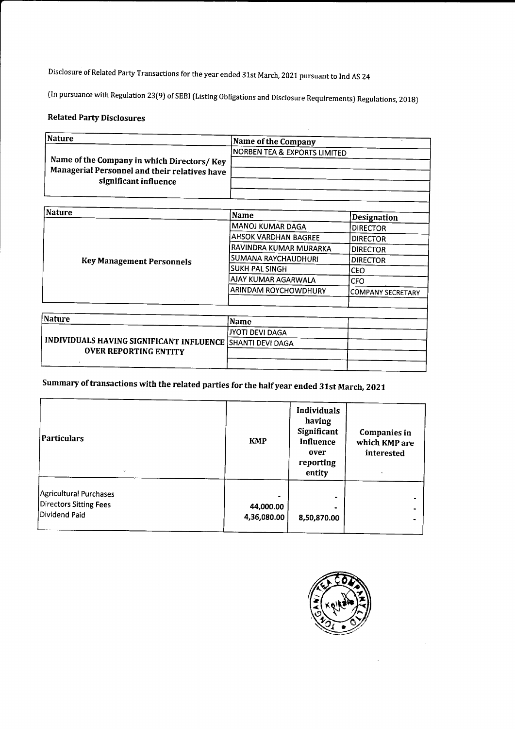Disclosure of Related Party Transactions for the year ended 31st March, 2021 pursuant to Ind AS 24

(In pursuance with Regulation 23(9) of SEBI (Listing Obligations and Disclosure Requirements) Regulations, 2018)

## Related Party Disclosures

| Nature | Name of the Company |
|---|---|
| Name of the Company in which Directors/ Key Managerial Personnel and their relatives have significant influence | NORBEN TEA & EXPORTS LIMITED |
| | |
| | |
| | |
| | |

| Nature | Name | Designation |
|---|---|---|
| Key Management Personnels | MANOJ KUMAR DAGA | DIRECTOR |
| | AHSOK VARDHAN BAGREE | DIRECTOR |
| | RAVINDRA KUMAR MURARKA | DIRECTOR |
| | SUMANA RAYCHAUDHURI | DIRECTOR |
| | SUKH PAL SINGH | CEO |
| | AJAY KUMAR AGARWALA | CFO |
| | ARINDAM ROYCHOWDHURY | COMPANY SECRETARY |
| | | |

| Nature | Name | |
|---|---|---|
| INDIVIDUALS HAVING SIGNIFICANT INFLUENCE OVER REPORTING ENTITY | JYOTI DEVI DAGA | |
| | SHANTI DEVI DAGA | |
| | | |
| | | |

## Summary of transactions with the related parties for the half year ended 31st March, 2021

| Particulars | KMP | Individuals having Significant Influence over reporting entity | Companies in which KMP are interested |
|---|---|---|---|
| Agricultural Purchases | - | - | - |
| Directors Sitting Fees | 44,000.00 | - | - |
| Dividend Paid | 4,36,080.00 | 8,50,870.00 | - |